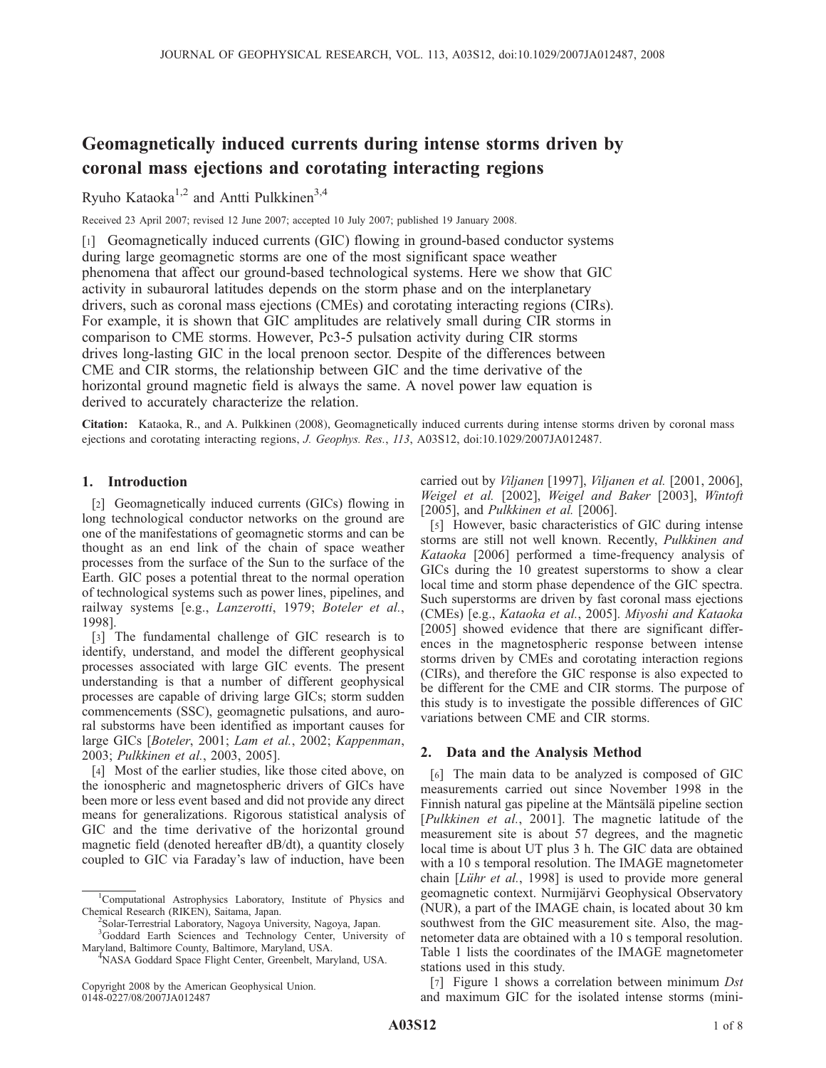# Geomagnetically induced currents during intense storms driven by coronal mass ejections and corotating interacting regions

Ryuho Kataoka[1,2] and Antti Pulkkinen[3,4]

Received 23 April 2007; revised 12 June 2007; accepted 10 July 2007; published 19 January 2008.

[1] Geomagnetically induced currents (GIC) flowing in ground-based conductor systems during large geomagnetic storms are one of the most significant space weather phenomena that affect our ground-based technological systems. Here we show that GIC activity in subauroral latitudes depends on the storm phase and on the interplanetary drivers, such as coronal mass ejections (CMEs) and corotating interacting regions (CIRs). For example, it is shown that GIC amplitudes are relatively small during CIR storms in comparison to CME storms. However, Pc3-5 pulsation activity during CIR storms drives long-lasting GIC in the local prenoon sector. Despite of the differences between CME and CIR storms, the relationship between GIC and the time derivative of the horizontal ground magnetic field is always the same. A novel power law equation is derived to accurately characterize the relation.

**Citation:** Kataoka, R., and A. Pulkkinen (2008), Geomagnetically induced currents during intense storms driven by coronal mass ejections and corotating interacting regions, *J. Geophys. Res.*, *113*, A03S12, doi:10.1029/2007JA012487.

## 1. Introduction

[2] Geomagnetically induced currents (GICs) flowing in long technological conductor networks on the ground are one of the manifestations of geomagnetic storms and can be thought as an end link of the chain of space weather processes from the surface of the Sun to the surface of the Earth. GIC poses a potential threat to the normal operation of technological systems such as power lines, pipelines, and railway systems [e.g., *Lanzerotti*, 1979; *Boteler et al.*, 1998].

[3] The fundamental challenge of GIC research is to identify, understand, and model the different geophysical processes associated with large GIC events. The present understanding is that a number of different geophysical processes are capable of driving large GICs; storm sudden commencements (SSC), geomagnetic pulsations, and auroral substorms have been identified as important causes for large GICs [*Boteler*, 2001; *Lam et al.*, 2002; *Kappenman*, 2003; *Pulkkinen et al.*, 2003, 2005].

[4] Most of the earlier studies, like those cited above, on the ionospheric and magnetospheric drivers of GICs have been more or less event based and did not provide any direct means for generalizations. Rigorous statistical analysis of GIC and the time derivative of the horizontal ground magnetic field (denoted hereafter dB/dt), a quantity closely coupled to GIC via Faraday's law of induction, have been carried out by *Viljanen* [1997], *Viljanen et al.* [2001, 2006], *Weigel et al.* [2002], *Weigel and Baker* [2003], *Wintoft* [2005], and *Pulkkinen et al.* [2006].

[5] However, basic characteristics of GIC during intense storms are still not well known. Recently, *Pulkkinen and Kataoka* [2006] performed a time-frequency analysis of GICs during the 10 greatest superstorms to show a clear local time and storm phase dependence of the GIC spectra. Such superstorms are driven by fast coronal mass ejections (CMEs) [e.g., *Kataoka et al.*, 2005]. *Miyoshi and Kataoka* [2005] showed evidence that there are significant differences in the magnetospheric response between intense storms driven by CMEs and corotating interaction regions (CIRs), and therefore the GIC response is also expected to be different for the CME and CIR storms. The purpose of this study is to investigate the possible differences of GIC variations between CME and CIR storms.

## 2. Data and the Analysis Method

[6] The main data to be analyzed is composed of GIC measurements carried out since November 1998 in the Finnish natural gas pipeline at the Mäntsälä pipeline section [*Pulkkinen et al.*, 2001]. The magnetic latitude of the measurement site is about 57 degrees, and the magnetic local time is about UT plus 3 h. The GIC data are obtained with a 10 s temporal resolution. The IMAGE magnetometer chain [*Lühr et al.*, 1998] is used to provide more general geomagnetic context. Nurmijärvi Geophysical Observatory (NUR), a part of the IMAGE chain, is located about 30 km southwest from the GIC measurement site. Also, the magnetometer data are obtained with a 10 s temporal resolution. Table 1 lists the coordinates of the IMAGE magnetometer stations used in this study.

[7] Figure 1 shows a correlation between minimum *Dst* and maximum GIC for the isolated intense storms (mini-

---

[1] Computational Astrophysics Laboratory, Institute of Physics and Chemical Research (RIKEN), Saitama, Japan.

[2] Solar-Terrestrial Laboratory, Nagoya University, Nagoya, Japan.

[3] Goddard Earth Sciences and Technology Center, University of Maryland, Baltimore County, Baltimore, Maryland, USA.

[4] NASA Goddard Space Flight Center, Greenbelt, Maryland, USA.

Copyright 2008 by the American Geophysical Union.
0148-0227/08/2007JA012487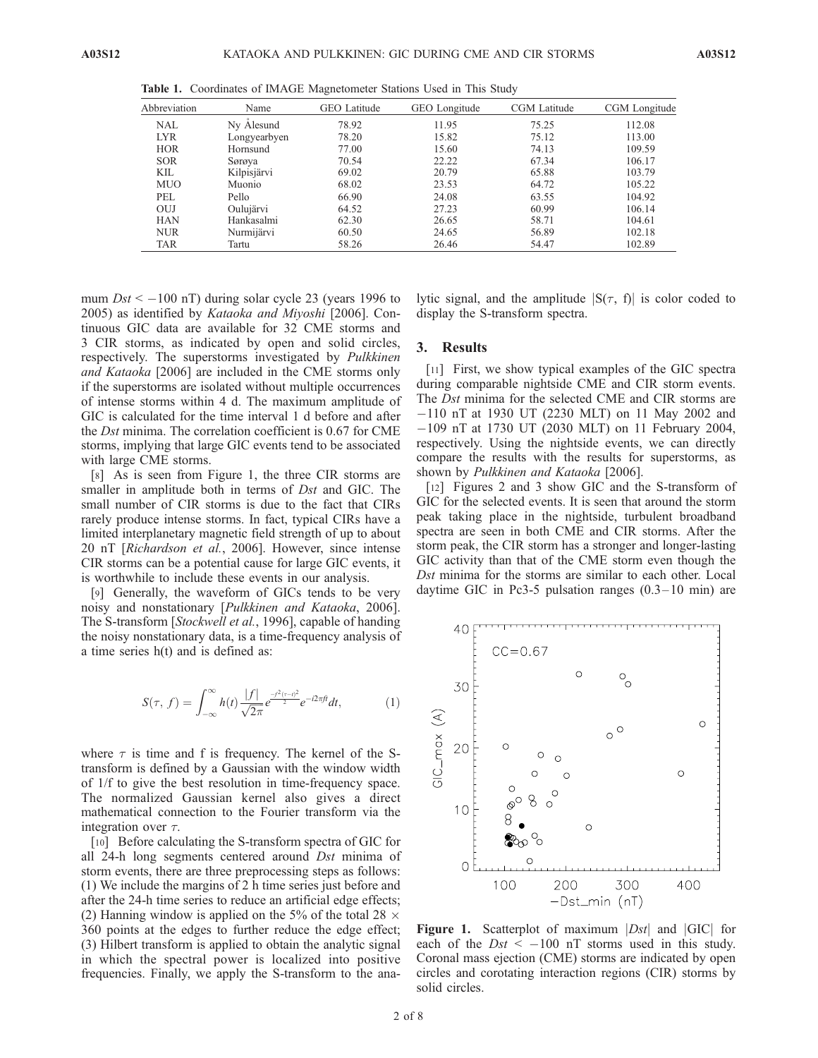**Table 1.** Coordinates of IMAGE Magnetometer Stations Used in This Study

| Abbreviation | Name | GEO Latitude | GEO Longitude | CGM Latitude | CGM Longitude |
|---|---|---|---|---|---|
| NAL | Ny Ålesund | 78.92 | 11.95 | 75.25 | 112.08 |
| LYR | Longyearbyen | 78.20 | 15.82 | 75.12 | 113.00 |
| HOR | Hornsund | 77.00 | 15.60 | 74.13 | 109.59 |
| SOR | Sørøya | 70.54 | 22.22 | 67.34 | 106.17 |
| KIL | Kilpisjärvi | 69.02 | 20.79 | 65.88 | 103.79 |
| MUO | Muonio | 68.02 | 23.53 | 64.72 | 105.22 |
| PEL | Pello | 66.90 | 24.08 | 63.55 | 104.92 |
| OUJ | Oulujärvi | 64.52 | 27.23 | 60.99 | 106.14 |
| HAN | Hankasalmi | 62.30 | 26.65 | 58.71 | 104.61 |
| NUR | Nurmijärvi | 60.50 | 24.65 | 56.89 | 102.18 |
| TAR | Tartu | 58.26 | 26.46 | 54.47 | 102.89 |

mum *Dst* < −100 nT) during solar cycle 23 (years 1996 to 2005) as identified by *Kataoka and Miyoshi* [2006]. Continuous GIC data are available for 32 CME storms and 3 CIR storms, as indicated by open and solid circles, respectively. The superstorms investigated by *Pulkkinen and Kataoka* [2006] are included in the CME storms only if the superstorms are isolated without multiple occurrences of intense storms within 4 d. The maximum amplitude of GIC is calculated for the time interval 1 d before and after the *Dst* minima. The correlation coefficient is 0.67 for CME storms, implying that large GIC events tend to be associated with large CME storms.

[8] As is seen from Figure 1, the three CIR storms are smaller in amplitude both in terms of *Dst* and GIC. The small number of CIR storms is due to the fact that CIRs rarely produce intense storms. In fact, typical CIRs have a limited interplanetary magnetic field strength of up to about 20 nT [*Richardson et al.*, 2006]. However, since intense CIR storms can be a potential cause for large GIC events, it is worthwhile to include these events in our analysis.

[9] Generally, the waveform of GICs tends to be very noisy and nonstationary [*Pulkkinen and Kataoka*, 2006]. The S-transform [*Stockwell et al.*, 1996], capable of handing the noisy nonstationary data, is a time-frequency analysis of a time series h(t) and is defined as:

$$S(\tau, f) = \int_{-\infty}^{\infty} h(t) \frac{|f|}{\sqrt{2\pi}} e^{\frac{-f^2(\tau-t)^2}{2}} e^{-i2\pi ft} dt, \qquad (1)$$

where $\tau$ is time and f is frequency. The kernel of the S-transform is defined by a Gaussian with the window width of 1/f to give the best resolution in time-frequency space. The normalized Gaussian kernel also gives a direct mathematical connection to the Fourier transform via the integration over $\tau$.

[10] Before calculating the S-transform spectra of GIC for all 24-h long segments centered around *Dst* minima of storm events, there are three preprocessing steps as follows: (1) We include the margins of 2 h time series just before and after the 24-h time series to reduce an artificial edge effects; (2) Hanning window is applied on the 5% of the total 28 × 360 points at the edges to further reduce the edge effect; (3) Hilbert transform is applied to obtain the analytic signal in which the spectral power is localized into positive frequencies. Finally, we apply the S-transform to the analytic signal, and the amplitude $|S(\tau, f)|$ is color coded to display the S-transform spectra.

## 3. Results

[11] First, we show typical examples of the GIC spectra during comparable nightside CME and CIR storm events. The *Dst* minima for the selected CME and CIR storms are −110 nT at 1930 UT (2230 MLT) on 11 May 2002 and −109 nT at 1730 UT (2030 MLT) on 11 February 2004, respectively. Using the nightside events, we can directly compare the results with the results for superstorms, as shown by *Pulkkinen and Kataoka* [2006].

[12] Figures 2 and 3 show GIC and the S-transform of GIC for the selected events. It is seen that around the storm peak taking place in the nightside, turbulent broadband spectra are seen in both CME and CIR storms. After the storm peak, the CIR storm has a stronger and longer-lasting GIC activity than that of the CME storm even though the *Dst* minima for the storms are similar to each other. Local daytime GIC in Pc3-5 pulsation ranges (0.3–10 min) are

**Figure 1.** Scatterplot of maximum |*Dst*| and |GIC| for each of the *Dst* < −100 nT storms used in this study. Coronal mass ejection (CME) storms are indicated by open circles and corotating interaction regions (CIR) storms by solid circles.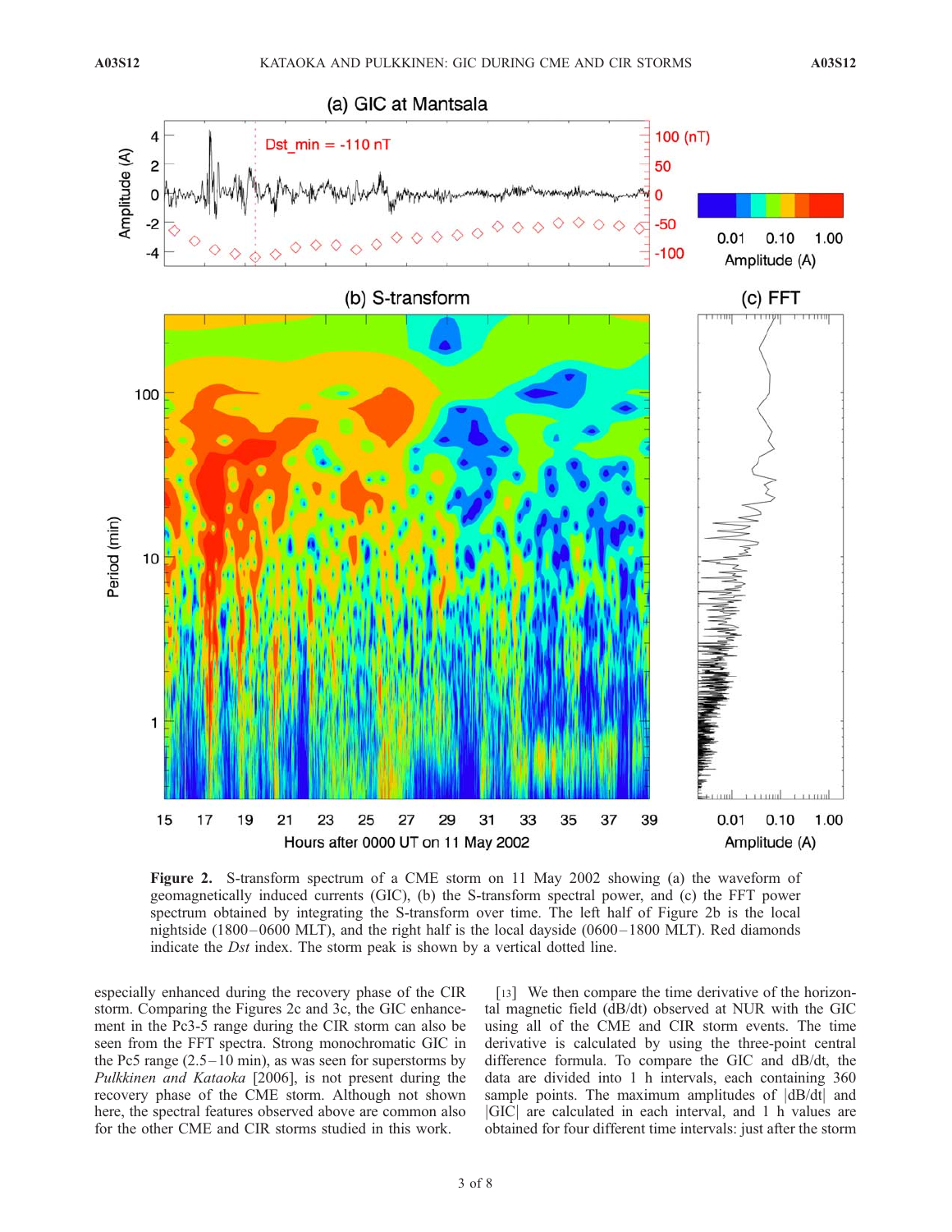**Figure 2.** S-transform spectrum of a CME storm on 11 May 2002 showing (a) the waveform of geomagnetically induced currents (GIC), (b) the S-transform spectral power, and (c) the FFT power spectrum obtained by integrating the S-transform over time. The left half of Figure 2b is the local nightside (1800–0600 MLT), and the right half is the local dayside (0600–1800 MLT). Red diamonds indicate the *Dst* index. The storm peak is shown by a vertical dotted line.

especially enhanced during the recovery phase of the CIR storm. Comparing the Figures 2c and 3c, the GIC enhancement in the Pc3-5 range during the CIR storm can also be seen from the FFT spectra. Strong monochromatic GIC in the Pc5 range (2.5–10 min), as was seen for superstorms by *Pulkkinen and Kataoka* [2006], is not present during the recovery phase of the CME storm. Although not shown here, the spectral features observed above are common also for the other CME and CIR storms studied in this work.

[13] We then compare the time derivative of the horizontal magnetic field (dB/dt) observed at NUR with the GIC using all of the CME and CIR storm events. The time derivative is calculated by using the three-point central difference formula. To compare the GIC and dB/dt, the data are divided into 1 h intervals, each containing 360 sample points. The maximum amplitudes of |dB/dt| and |GIC| are calculated in each interval, and 1 h values are obtained for four different time intervals: just after the storm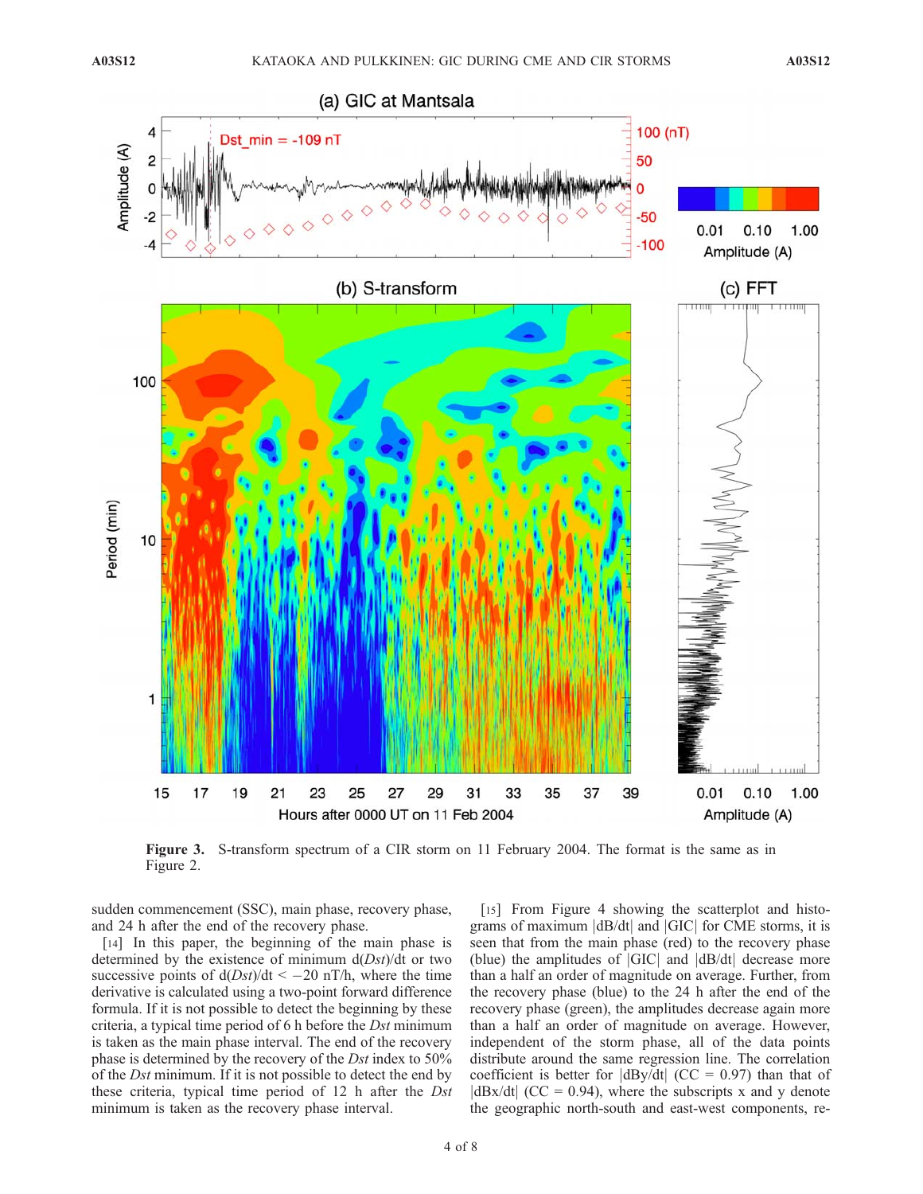Figure 3. S-transform spectrum of a CIR storm on 11 February 2004. The format is the same as in Figure 2.

sudden commencement (SSC), main phase, recovery phase, and 24 h after the end of the recovery phase.

[14] In this paper, the beginning of the main phase is determined by the existence of minimum d(*Dst*)/dt or two successive points of d(*Dst*)/dt < −20 nT/h, where the time derivative is calculated using a two-point forward difference formula. If it is not possible to detect the beginning by these criteria, a typical time period of 6 h before the *Dst* minimum is taken as the main phase interval. The end of the recovery phase is determined by the recovery of the *Dst* index to 50% of the *Dst* minimum. If it is not possible to detect the end by these criteria, typical time period of 12 h after the *Dst* minimum is taken as the recovery phase interval.

[15] From Figure 4 showing the scatterplot and histograms of maximum |dB/dt| and |GIC| for CME storms, it is seen that from the main phase (red) to the recovery phase (blue) the amplitudes of |GIC| and |dB/dt| decrease more than a half an order of magnitude on average. Further, from the recovery phase (blue) to the 24 h after the end of the recovery phase (green), the amplitudes decrease again more than a half an order of magnitude on average. However, independent of the storm phase, all of the data points distribute around the same regression line. The correlation coefficient is better for $|dB_y/dt|$ (CC = 0.97) than that of $|dB_x/dt|$ (CC = 0.94), where the subscripts x and y denote the geographic north-south and east-west components, re-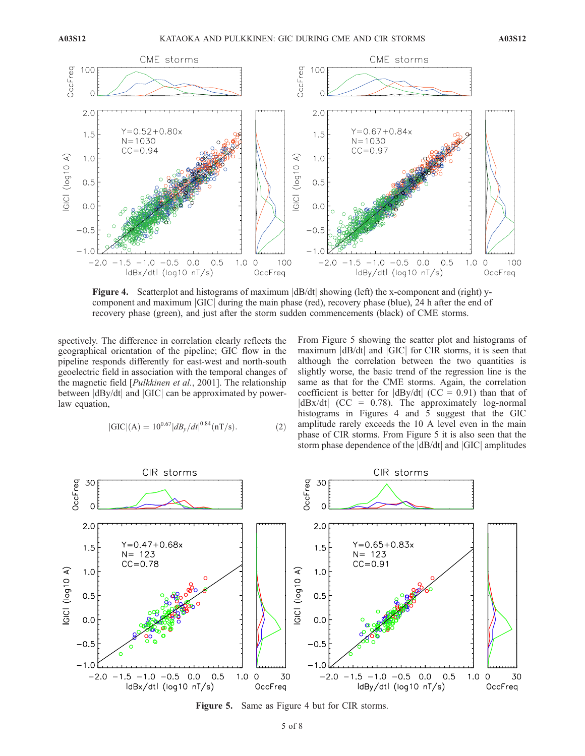Figure 4. Scatterplot and histograms of maximum |dB/dt| showing (left) the x-component and (right) y-component and maximum |GIC| during the main phase (red), recovery phase (blue), 24 h after the end of recovery phase (green), and just after the storm sudden commencements (black) of CME storms.

spectively. The difference in correlation clearly reflects the geographical orientation of the pipeline; GIC flow in the pipeline responds differently for east-west and north-south geoelectric field in association with the temporal changes of the magnetic field [*Pulkkinen et al.*, 2001]. The relationship between |dBy/dt| and |GIC| can be approximated by power-law equation,

$$|\mathrm{GIC}|(\mathrm{A}) = 10^{0.67}|dB_y/dt|^{0.84}(\mathrm{nT/s}). \qquad (2)$$

From Figure 5 showing the scatter plot and histograms of maximum |dB/dt| and |GIC| for CIR storms, it is seen that although the correlation between the two quantities is slightly worse, the basic trend of the regression line is the same as that for the CME storms. Again, the correlation coefficient is better for |dBy/dt| (CC = 0.91) than that of |dBx/dt| (CC = 0.78). The approximately log-normal histograms in Figures 4 and 5 suggest that the GIC amplitude rarely exceeds the 10 A level even in the main phase of CIR storms. From Figure 5 it is also seen that the storm phase dependence of the |dB/dt| and |GIC| amplitudes

Figure 5. Same as Figure 4 but for CIR storms.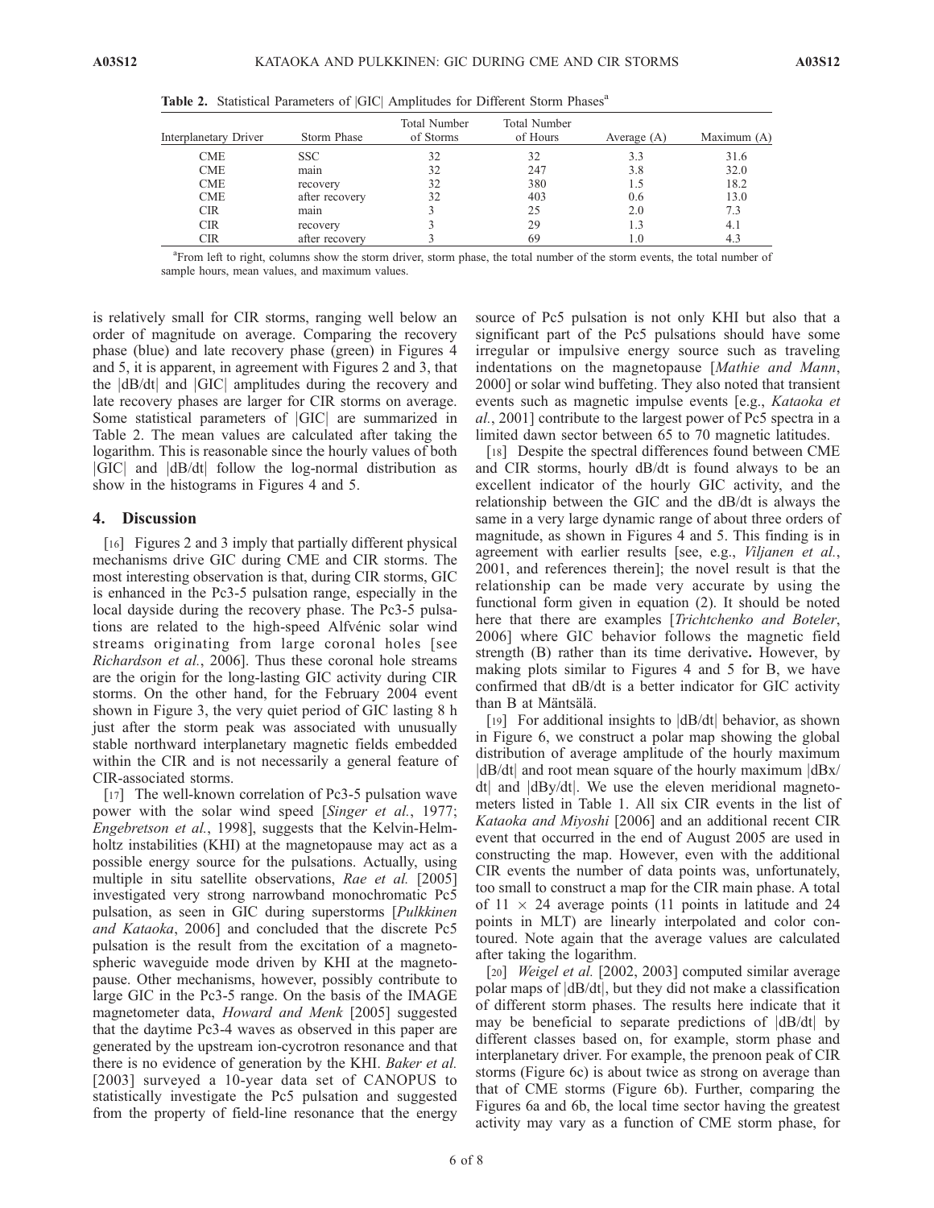**Table 2.** Statistical Parameters of |GIC| Amplitudes for Different Storm Phases[a]

| Interplanetary Driver | Storm Phase | Total Number of Storms | Total Number of Hours | Average (A) | Maximum (A) |
|---|---|---|---|---|---|
| CME | SSC | 32 | 32 | 3.3 | 31.6 |
| CME | main | 32 | 247 | 3.8 | 32.0 |
| CME | recovery | 32 | 380 | 1.5 | 18.2 |
| CME | after recovery | 32 | 403 | 0.6 | 13.0 |
| CIR | main | 3 | 25 | 2.0 | 7.3 |
| CIR | recovery | 3 | 29 | 1.3 | 4.1 |
| CIR | after recovery | 3 | 69 | 1.0 | 4.3 |

[a]From left to right, columns show the storm driver, storm phase, the total number of the storm events, the total number of sample hours, mean values, and maximum values.

is relatively small for CIR storms, ranging well below an order of magnitude on average. Comparing the recovery phase (blue) and late recovery phase (green) in Figures 4 and 5, it is apparent, in agreement with Figures 2 and 3, that the |dB/dt| and |GIC| amplitudes during the recovery and late recovery phases are larger for CIR storms on average. Some statistical parameters of |GIC| are summarized in Table 2. The mean values are calculated after taking the logarithm. This is reasonable since the hourly values of both |GIC| and |dB/dt| follow the log-normal distribution as show in the histograms in Figures 4 and 5.

## 4. Discussion

[16] Figures 2 and 3 imply that partially different physical mechanisms drive GIC during CME and CIR storms. The most interesting observation is that, during CIR storms, GIC is enhanced in the Pc3-5 pulsation range, especially in the local dayside during the recovery phase. The Pc3-5 pulsations are related to the high-speed Alfvénic solar wind streams originating from large coronal holes [see *Richardson et al.*, 2006]. Thus these coronal hole streams are the origin for the long-lasting GIC activity during CIR storms. On the other hand, for the February 2004 event shown in Figure 3, the very quiet period of GIC lasting 8 h just after the storm peak was associated with unusually stable northward interplanetary magnetic fields embedded within the CIR and is not necessarily a general feature of CIR-associated storms.

[17] The well-known correlation of Pc3-5 pulsation wave power with the solar wind speed [*Singer et al.*, 1977; *Engebretson et al.*, 1998], suggests that the Kelvin-Helmholtz instabilities (KHI) at the magnetopause may act as a possible energy source for the pulsations. Actually, using multiple in situ satellite observations, *Rae et al.* [2005] investigated very strong narrowband monochromatic Pc5 pulsation, as seen in GIC during superstorms [*Pulkkinen and Kataoka*, 2006] and concluded that the discrete Pc5 pulsation is the result from the excitation of a magnetospheric waveguide mode driven by KHI at the magnetopause. Other mechanisms, however, possibly contribute to large GIC in the Pc3-5 range. On the basis of the IMAGE magnetometer data, *Howard and Menk* [2005] suggested that the daytime Pc3-4 waves as observed in this paper are generated by the upstream ion-cyclotron resonance and that there is no evidence of generation by the KHI. *Baker et al.* [2003] surveyed a 10-year data set of CANOPUS to statistically investigate the Pc5 pulsation and suggested from the property of field-line resonance that the energy source of Pc5 pulsation is not only KHI but also that a significant part of the Pc5 pulsations should have some irregular or impulsive energy source such as traveling indentations on the magnetopause [*Mathie and Mann*, 2000] or solar wind buffeting. They also noted that transient events such as magnetic impulse events [e.g., *Kataoka et al.*, 2001] contribute to the largest power of Pc5 spectra in a limited dawn sector between 65 to 70 magnetic latitudes.

[18] Despite the spectral differences found between CME and CIR storms, hourly dB/dt is found always to be an excellent indicator of the hourly GIC activity, and the relationship between the GIC and the dB/dt is always the same in a very large dynamic range of about three orders of magnitude, as shown in Figures 4 and 5. This finding is in agreement with earlier results [see, e.g., *Viljanen et al.*, 2001, and references therein]; the novel result is that the relationship can be made very accurate by using the functional form given in equation (2). It should be noted here that there are examples [*Trichtchenko and Boteler*, 2006] where GIC behavior follows the magnetic field strength (B) rather than its time derivative**.** However, by making plots similar to Figures 4 and 5 for B, we have confirmed that dB/dt is a better indicator for GIC activity than B at Mäntsälä.

[19] For additional insights to |dB/dt| behavior, as shown in Figure 6, we construct a polar map showing the global distribution of average amplitude of the hourly maximum |dB/dt| and root mean square of the hourly maximum |dBx/dt| and |dBy/dt|. We use the eleven meridional magnetometers listed in Table 1. All six CIR events in the list of *Kataoka and Miyoshi* [2006] and an additional recent CIR event that occurred in the end of August 2005 are used in constructing the map. However, even with the additional CIR events the number of data points was, unfortunately, too small to construct a map for the CIR main phase. A total of $11 \times 24$ average points (11 points in latitude and 24 points in MLT) are linearly interpolated and color contoured. Note again that the average values are calculated after taking the logarithm.

[20] *Weigel et al.* [2002, 2003] computed similar average polar maps of |dB/dt|, but they did not make a classification of different storm phases. The results here indicate that it may be beneficial to separate predictions of |dB/dt| by different classes based on, for example, storm phase and interplanetary driver. For example, the prenoon peak of CIR storms (Figure 6c) is about twice as strong on average than that of CME storms (Figure 6b). Further, comparing the Figures 6a and 6b, the local time sector having the greatest activity may vary as a function of CME storm phase, for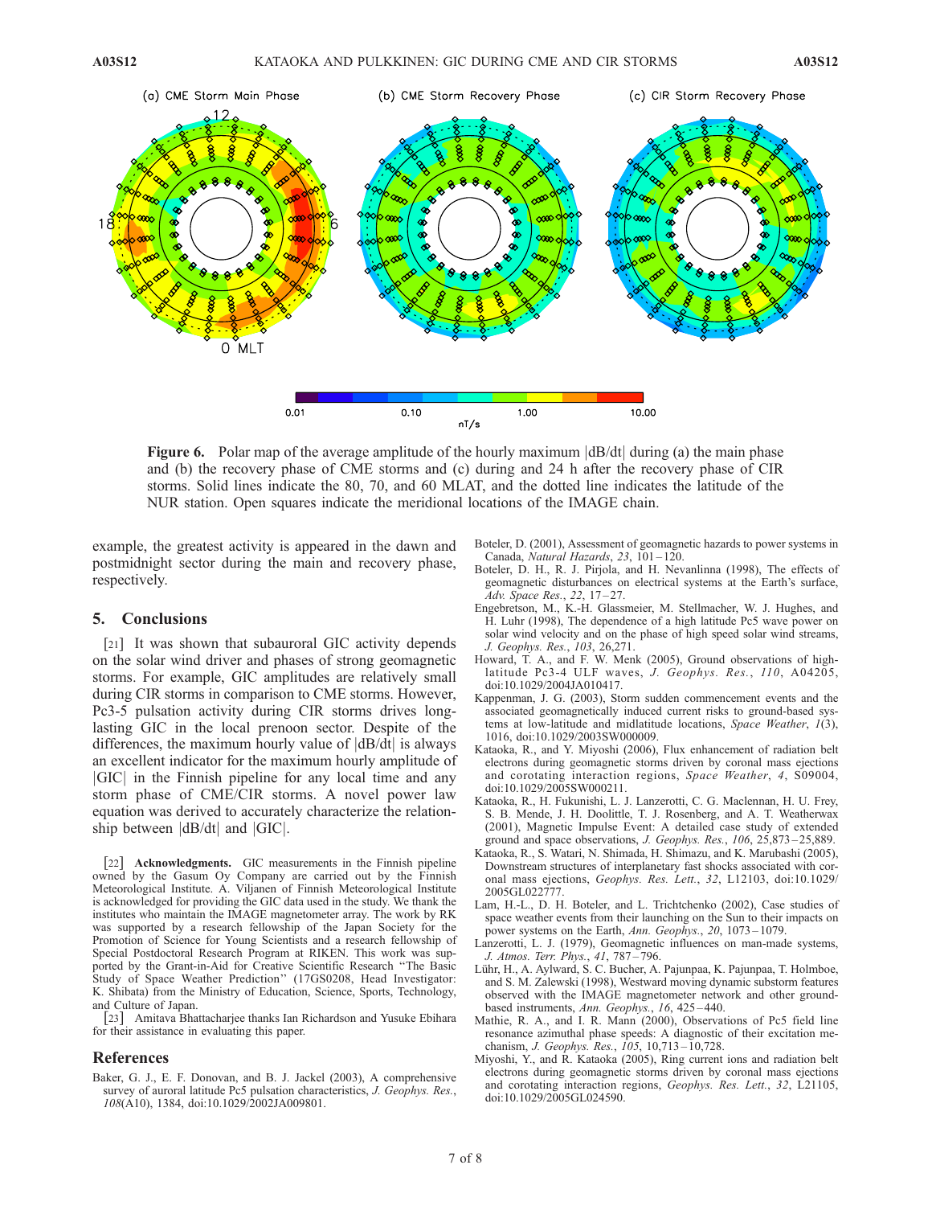**Figure 6.** Polar map of the average amplitude of the hourly maximum |dB/dt| during (a) the main phase and (b) the recovery phase of CME storms and (c) during and 24 h after the recovery phase of CIR storms. Solid lines indicate the 80, 70, and 60 MLAT, and the dotted line indicates the latitude of the NUR station. Open squares indicate the meridional locations of the IMAGE chain.

example, the greatest activity is appeared in the dawn and postmidnight sector during the main and recovery phase, respectively.

## 5. Conclusions

[21] It was shown that subauroral GIC activity depends on the solar wind driver and phases of strong geomagnetic storms. For example, GIC amplitudes are relatively small during CIR storms in comparison to CME storms. However, Pc3-5 pulsation activity during CIR storms drives long-lasting GIC in the local prenoon sector. Despite of the differences, the maximum hourly value of |dB/dt| is always an excellent indicator for the maximum hourly amplitude of |GIC| in the Finnish pipeline for any local time and any storm phase of CME/CIR storms. A novel power law equation was derived to accurately characterize the relationship between |dB/dt| and |GIC|.

[22] **Acknowledgments.** GIC measurements in the Finnish pipeline owned by the Gasum Oy Company are carried out by the Finnish Meteorological Institute. A. Viljanen of Finnish Meteorological Institute is acknowledged for providing the GIC data used in the study. We thank the institutes who maintain the IMAGE magnetometer array. The work by RK was supported by a research fellowship of the Japan Society for the Promotion of Science for Young Scientists and a research fellowship of Special Postdoctoral Research Program at RIKEN. This work was supported by the Grant-in-Aid for Creative Scientific Research "The Basic Study of Space Weather Prediction" (17GS0208, Head Investigator: K. Shibata) from the Ministry of Education, Science, Sports, Technology, and Culture of Japan.

[23] Amitava Bhattacharjee thanks Ian Richardson and Yusuke Ebihara for their assistance in evaluating this paper.

## References

Baker, G. J., E. F. Donovan, and B. J. Jackel (2003), A comprehensive survey of auroral latitude Pc5 pulsation characteristics, *J. Geophys. Res.*, *108*(A10), 1384, doi:10.1029/2002JA009801.

Boteler, D. (2001), Assessment of geomagnetic hazards to power systems in Canada, *Natural Hazards*, *23*, 101–120.

Boteler, D. H., R. J. Pirjola, and H. Nevanlinna (1998), The effects of geomagnetic disturbances on electrical systems at the Earth's surface, *Adv. Space Res.*, *22*, 17–27.

Engebretson, M., K.-H. Glassmeier, M. Stellmacher, W. J. Hughes, and H. Luhr (1998), The dependence of a high latitude Pc5 wave power on solar wind velocity and on the phase of high speed solar wind streams, *J. Geophys. Res.*, *103*, 26,271.

Howard, T. A., and F. W. Menk (2005), Ground observations of high-latitude Pc3-4 ULF waves, *J. Geophys. Res.*, *110*, A04205, doi:10.1029/2004JA010417.

Kappenman, J. G. (2003), Storm sudden commencement events and the associated geomagnetically induced current risks to ground-based systems at low-latitude and midlatitude locations, *Space Weather*, *1*(3), 1016, doi:10.1029/2003SW000009.

Kataoka, R., and Y. Miyoshi (2006), Flux enhancement of radiation belt electrons during geomagnetic storms driven by coronal mass ejections and corotating interaction regions, *Space Weather*, *4*, S09004, doi:10.1029/2005SW000211.

Kataoka, R., H. Fukunishi, L. J. Lanzerotti, C. G. Maclennan, H. U. Frey, S. B. Mende, J. H. Doolittle, T. J. Rosenberg, and A. T. Weatherwax (2001), Magnetic Impulse Event: A detailed case study of extended ground and space observations, *J. Geophys. Res.*, *106*, 25,873–25,889.

Kataoka, R., S. Watari, N. Shimada, H. Shimazu, and K. Marubashi (2005), Downstream structures of interplanetary fast shocks associated with coronal mass ejections, *Geophys. Res. Lett.*, *32*, L12103, doi:10.1029/2005GL022777.

Lam, H.-L., D. H. Boteler, and L. Trichtchenko (2002), Case studies of space weather events from their launching on the Sun to their impacts on power systems on the Earth, *Ann. Geophys.*, *20*, 1073–1079.

Lanzerotti, L. J. (1979), Geomagnetic influences on man-made systems, *J. Atmos. Terr. Phys.*, *41*, 787–796.

Lühr, H., A. Aylward, S. C. Bucher, A. Pajunpaa, K. Pajunpaa, T. Holmboe, and S. M. Zalewski (1998), Westward moving dynamic substorm features observed with the IMAGE magnetometer network and other ground-based instruments, *Ann. Geophys.*, *16*, 425–440.

Mathie, R. A., and I. R. Mann (2000), Observations of Pc5 field line resonance azimuthal phase speeds: A diagnostic of their excitation mechanism, *J. Geophys. Res.*, *105*, 10,713–10,728.

Miyoshi, Y., and R. Kataoka (2005), Ring current ions and radiation belt electrons during geomagnetic storms driven by coronal mass ejections and corotating interaction regions, *Geophys. Res. Lett.*, *32*, L21105, doi:10.1029/2005GL024590.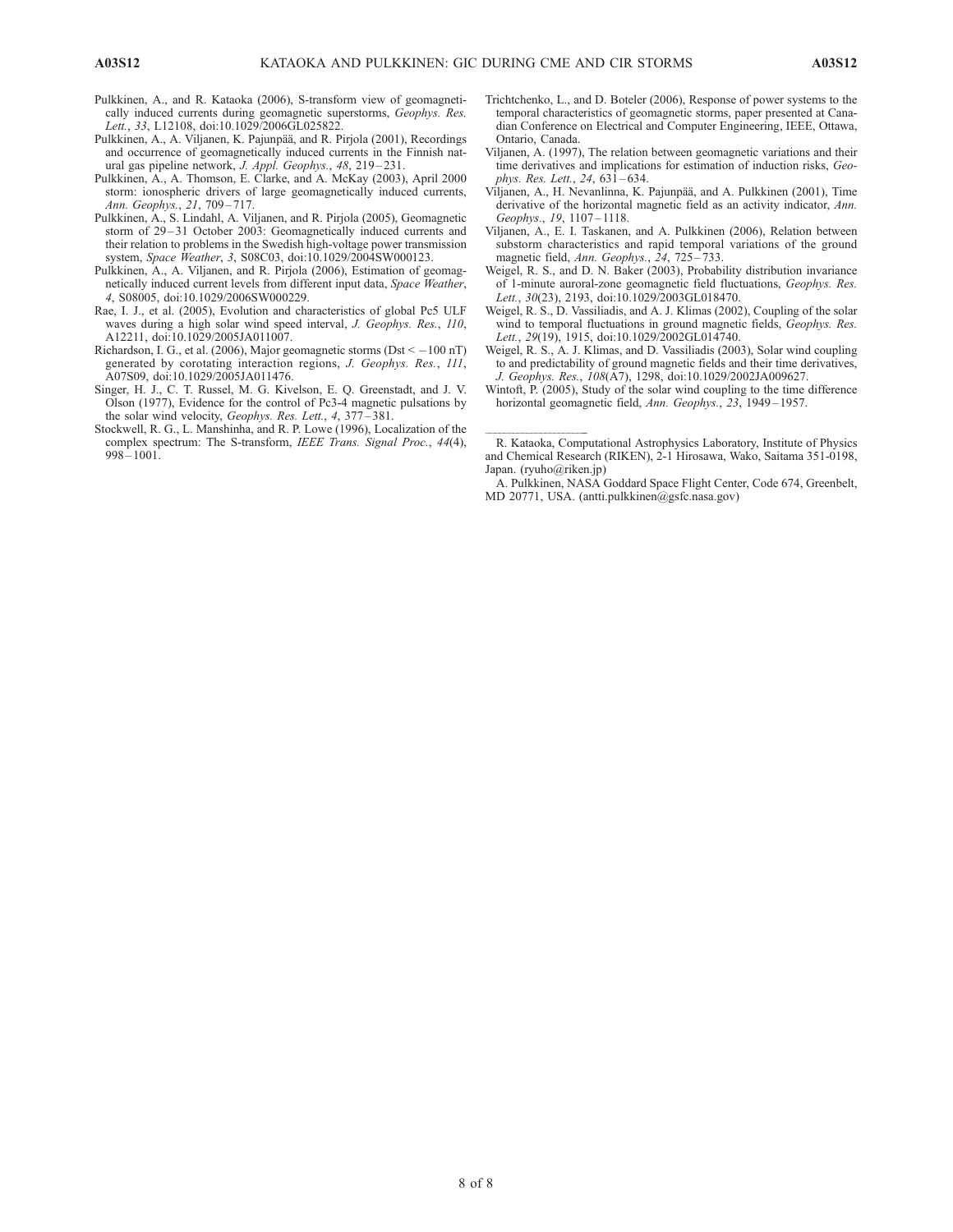Pulkkinen, A., and R. Kataoka (2006), S-transform view of geomagnetically induced currents during geomagnetic superstorms, *Geophys. Res. Lett.*, *33*, L12108, doi:10.1029/2006GL025822.

Pulkkinen, A., A. Viljanen, K. Pajunpää, and R. Pirjola (2001), Recordings and occurrence of geomagnetically induced currents in the Finnish natural gas pipeline network, *J. Appl. Geophys.*, *48*, 219–231.

Pulkkinen, A., A. Thomson, E. Clarke, and A. McKay (2003), April 2000 storm: ionospheric drivers of large geomagnetically induced currents, *Ann. Geophys.*, *21*, 709–717.

Pulkkinen, A., S. Lindahl, A. Viljanen, and R. Pirjola (2005), Geomagnetic storm of 29–31 October 2003: Geomagnetically induced currents and their relation to problems in the Swedish high-voltage power transmission system, *Space Weather*, *3*, S08C03, doi:10.1029/2004SW000123.

Pulkkinen, A., A. Viljanen, and R. Pirjola (2006), Estimation of geomagnetically induced current levels from different input data, *Space Weather*, *4*, S08005, doi:10.1029/2006SW000229.

Rae, I. J., et al. (2005), Evolution and characteristics of global Pc5 ULF waves during a high solar wind speed interval, *J. Geophys. Res.*, *110*, A12211, doi:10.1029/2005JA011007.

Richardson, I. G., et al. (2006), Major geomagnetic storms (Dst < −100 nT) generated by corotating interaction regions, *J. Geophys. Res.*, *111*, A07S09, doi:10.1029/2005JA011476.

Singer, H. J., C. T. Russel, M. G. Kivelson, E. Q. Greenstadt, and J. V. Olson (1977), Evidence for the control of Pc3-4 magnetic pulsations by the solar wind velocity, *Geophys. Res. Lett.*, *4*, 377–381.

Stockwell, R. G., L. Manshinha, and R. P. Lowe (1996), Localization of the complex spectrum: The S-transform, *IEEE Trans. Signal Proc.*, *44*(4), 998–1001.

Trichtchenko, L., and D. Boteler (2006), Response of power systems to the temporal characteristics of geomagnetic storms, paper presented at Canadian Conference on Electrical and Computer Engineering, IEEE, Ottawa, Ontario, Canada.

Viljanen, A. (1997), The relation between geomagnetic variations and their time derivatives and implications for estimation of induction risks, *Geophys. Res. Lett.*, *24*, 631–634.

Viljanen, A., H. Nevanlinna, K. Pajunpää, and A. Pulkkinen (2001), Time derivative of the horizontal magnetic field as an activity indicator, *Ann. Geophys.*, *19*, 1107–1118.

Viljanen, A., E. I. Taskanen, and A. Pulkkinen (2006), Relation between substorm characteristics and rapid temporal variations of the ground magnetic field, *Ann. Geophys.*, *24*, 725–733.

Weigel, R. S., and D. N. Baker (2003), Probability distribution invariance of 1-minute auroral-zone geomagnetic field fluctuations, *Geophys. Res. Lett.*, *30*(23), 2193, doi:10.1029/2003GL018470.

Weigel, R. S., D. Vassiliadis, and A. J. Klimas (2002), Coupling of the solar wind to temporal fluctuations in ground magnetic fields, *Geophys. Res. Lett.*, *29*(19), 1915, doi:10.1029/2002GL014740.

Weigel, R. S., A. J. Klimas, and D. Vassiliadis (2003), Solar wind coupling to and predictability of ground magnetic fields and their time derivatives, *J. Geophys. Res.*, *108*(A7), 1298, doi:10.1029/2002JA009627.

Wintoft, P. (2005), Study of the solar wind coupling to the time difference horizontal geomagnetic field, *Ann. Geophys.*, *23*, 1949–1957.

---

R. Kataoka, Computational Astrophysics Laboratory, Institute of Physics and Chemical Research (RIKEN), 2-1 Hirosawa, Wako, Saitama 351-0198, Japan. (ryuho@riken.jp)

A. Pulkkinen, NASA Goddard Space Flight Center, Code 674, Greenbelt, MD 20771, USA. (antti.pulkkinen@gsfc.nasa.gov)